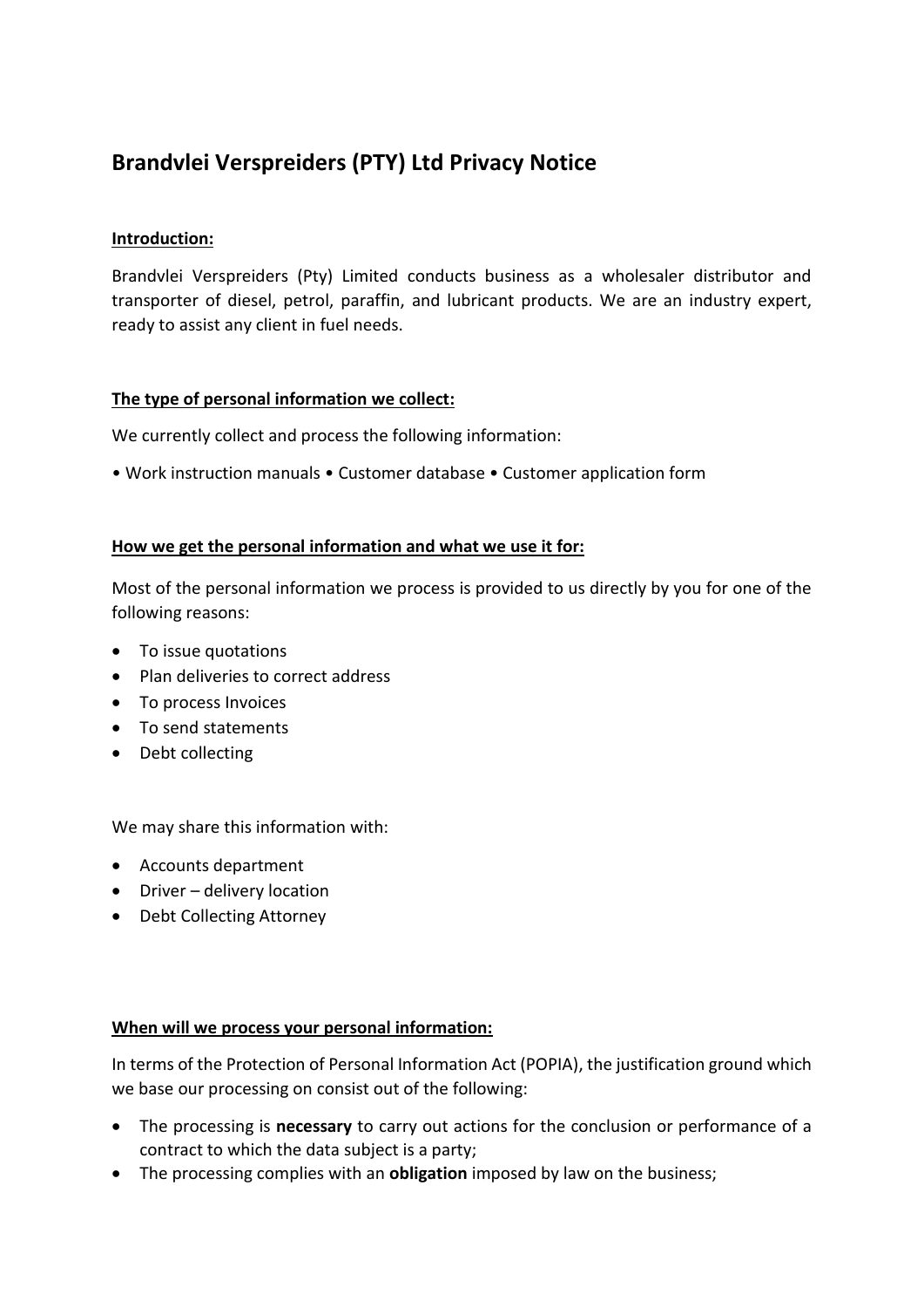# Brandvlei Verspreiders (PTY) Ltd Privacy Notice

## Introduction:

Brandvlei Verspreiders (Pty) Limited conducts business as a wholesaler distributor and transporter of diesel, petrol, paraffin, and lubricant products. We are an industry expert, ready to assist any client in fuel needs.

## The type of personal information we collect:

We currently collect and process the following information:

• Work instruction manuals • Customer database • Customer application form

## How we get the personal information and what we use it for:

Most of the personal information we process is provided to us directly by you for one of the following reasons:

- To issue quotations
- Plan deliveries to correct address
- To process Invoices
- To send statements
- Debt collecting

We may share this information with:

- Accounts department
- Driver – delivery location
- Debt Collecting Attorney

## When will we process your personal information:

In terms of the Protection of Personal Information Act (POPIA), the justification ground which we base our processing on consist out of the following:

- The processing is **necessary** to carry out actions for the conclusion or performance of a contract to which the data subject is a party;
- The processing complies with an **obligation** imposed by law on the business;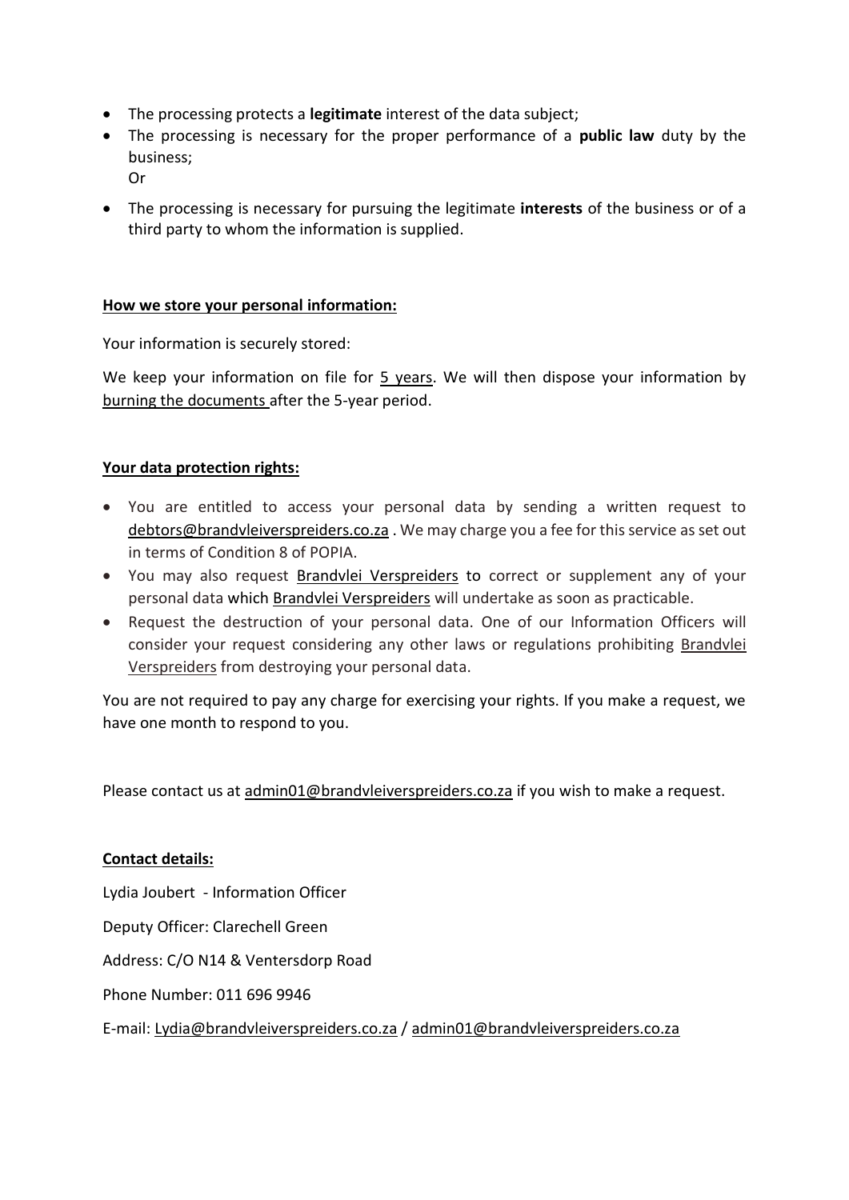- The processing protects a **legitimate** interest of the data subject;
- The processing is necessary for the proper performance of a **public law** duty by the business;
  Or
- The processing is necessary for pursuing the legitimate **interests** of the business or of a third party to whom the information is supplied.

**How we store your personal information:**

Your information is securely stored:

We keep your information on file for 5 years. We will then dispose your information by burning the documents after the 5-year period.

**Your data protection rights:**

- You are entitled to access your personal data by sending a written request to debtors@brandvleiverspreiders.co.za . We may charge you a fee for this service as set out in terms of Condition 8 of POPIA.
- You may also request Brandvlei Verspreiders to correct or supplement any of your personal data which Brandvlei Verspreiders will undertake as soon as practicable.
- Request the destruction of your personal data. One of our Information Officers will consider your request considering any other laws or regulations prohibiting Brandvlei Verspreiders from destroying your personal data.

You are not required to pay any charge for exercising your rights. If you make a request, we have one month to respond to you.

Please contact us at admin01@brandvleiverspreiders.co.za if you wish to make a request.

**Contact details:**

Lydia Joubert - Information Officer

Deputy Officer: Clarechell Green

Address: C/O N14 & Ventersdorp Road

Phone Number: 011 696 9946

E-mail: Lydia@brandvleiverspreiders.co.za / admin01@brandvleiverspreiders.co.za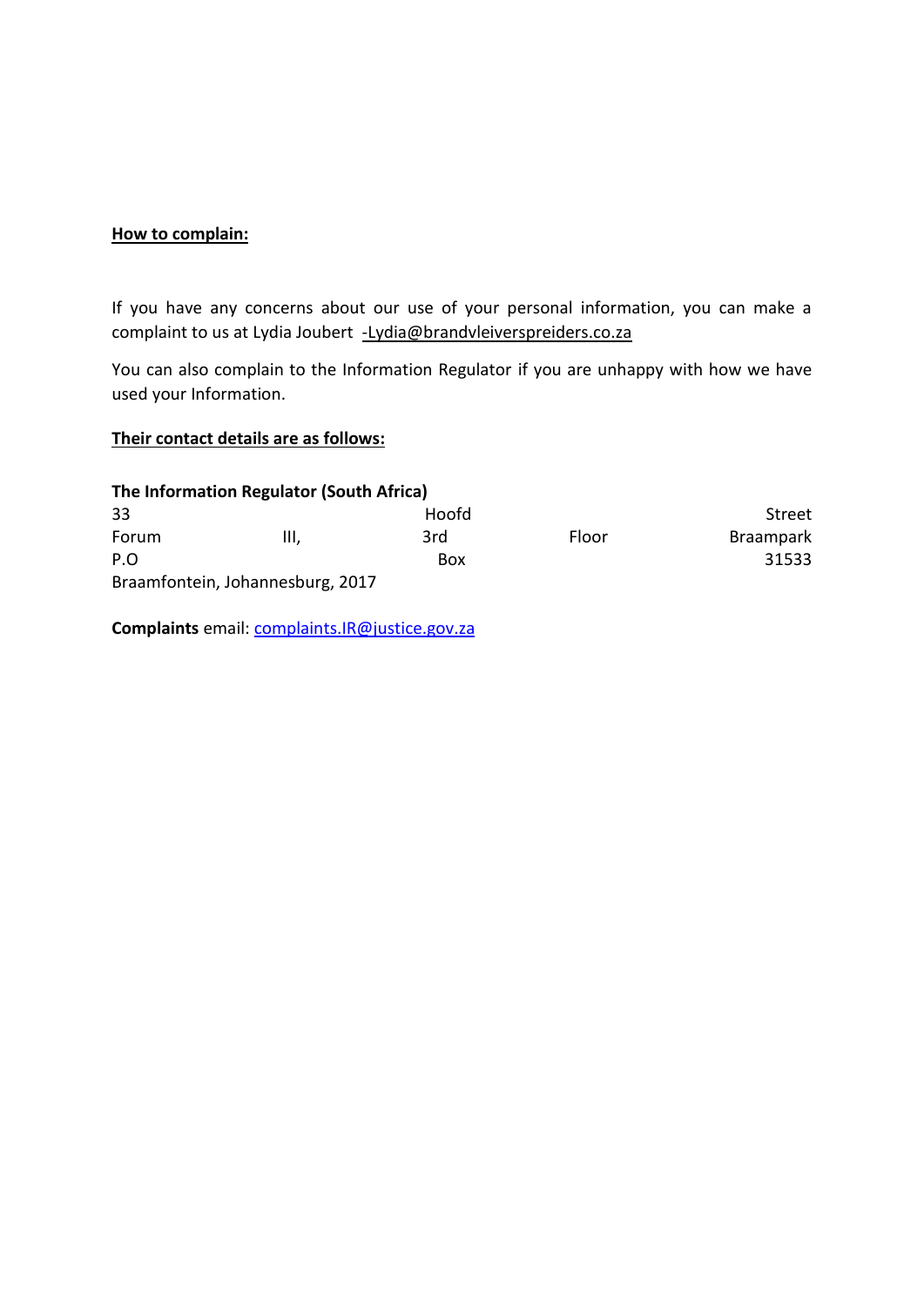**How to complain:**

If you have any concerns about our use of your personal information, you can make a complaint to us at Lydia Joubert -Lydia@brandvleiverspreiders.co.za

You can also complain to the Information Regulator if you are unhappy with how we have used your Information.

**Their contact details are as follows:**

**The Information Regulator (South Africa)**
33 Hoofd Street
Forum III, 3rd Floor Braampark
P.O Box 31533
Braamfontein, Johannesburg, 2017

**Complaints** email: complaints.IR@justice.gov.za